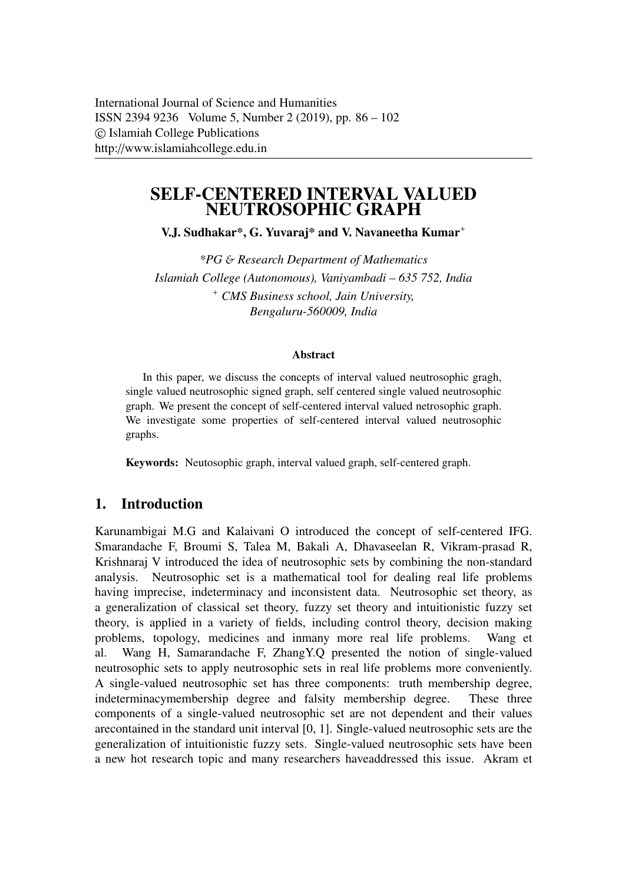International Journal of Science and Humanities
ISSN 2394 9236 Volume 5, Number 2 (2019), pp. 86 – 102
© Islamiah College Publications
http://www.islamiahcollege.edu.in

# SELF-CENTERED INTERVAL VALUED NEUTROSOPHIC GRAPH

**V.J. Sudhakar\*, G. Yuvaraj\* and V. Navaneetha Kumar[+]**

*\*PG & Research Department of Mathematics*
*Islamiah College (Autonomous), Vaniyambadi – 635 752, India*
*[+] CMS Business school, Jain University,*
*Bengaluru-560009, India*

### Abstract

In this paper, we discuss the concepts of interval valued neutrosophic gragh, single valued neutrosophic signed graph, self centered single valued neutrosophic graph. We present the concept of self-centered interval valued netrosophic graph. We investigate some properties of self-centered interval valued neutrosophic graphs.

**Keywords:** Neutosophic graph, interval valued graph, self-centered graph.

## 1. Introduction

Karunambigai M.G and Kalaivani O introduced the concept of self-centered IFG. Smarandache F, Broumi S, Talea M, Bakali A, Dhavaseelan R, Vikram-prasad R, Krishnaraj V introduced the idea of neutrosophic sets by combining the non-standard analysis. Neutrosophic set is a mathematical tool for dealing real life problems having imprecise, indeterminacy and inconsistent data. Neutrosophic set theory, as a generalization of classical set theory, fuzzy set theory and intuitionistic fuzzy set theory, is applied in a variety of fields, including control theory, decision making problems, topology, medicines and inmany more real life problems. Wang et al. Wang H, Samarandache F, ZhangY.Q presented the notion of single-valued neutrosophic sets to apply neutrosophic sets in real life problems more conveniently. A single-valued neutrosophic set has three components: truth membership degree, indeterminacymembership degree and falsity membership degree. These three components of a single-valued neutrosophic set are not dependent and their values arecontained in the standard unit interval [0, 1]. Single-valued neutrosophic sets are the generalization of intuitionistic fuzzy sets. Single-valued neutrosophic sets have been a new hot research topic and many researchers haveaddressed this issue. Akram et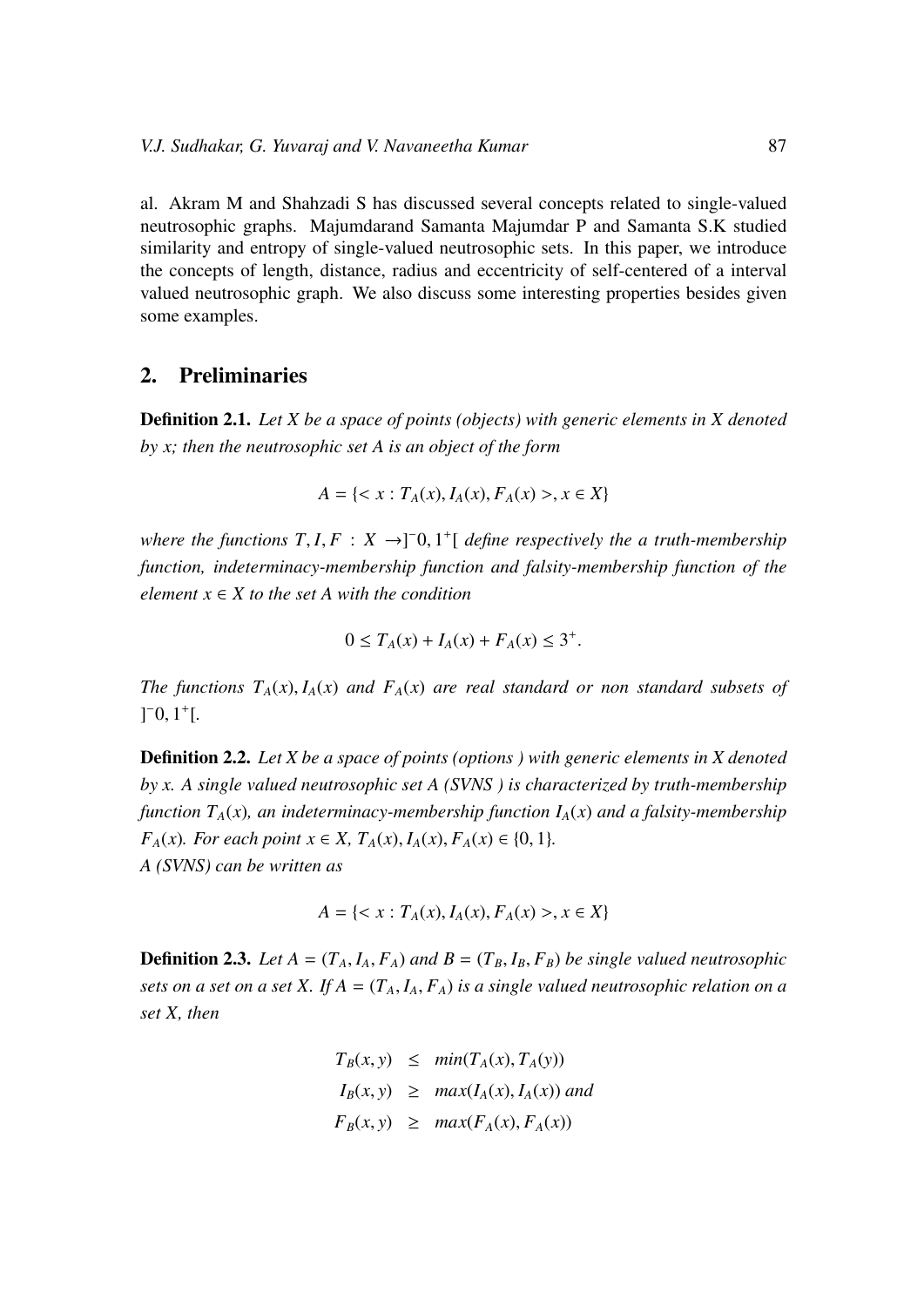al. Akram M and Shahzadi S has discussed several concepts related to single-valued neutrosophic graphs. Majumdarand Samanta Majumdar P and Samanta S.K studied similarity and entropy of single-valued neutrosophic sets. In this paper, we introduce the concepts of length, distance, radius and eccentricity of self-centered of a interval valued neutrosophic graph. We also discuss some interesting properties besides given some examples.

## 2. Preliminaries

**Definition 2.1.** *Let X be a space of points (objects) with generic elements in X denoted by x; then the neutrosophic set A is an object of the form*

$$A = \{< x : T_A(x), I_A(x), F_A(x) >, x \in X\}$$

*where the functions $T, I, F : X \to ]^{-}0, 1^{+}[$ define respectively the a truth-membership function, indeterminacy-membership function and falsity-membership function of the element $x \in X$ to the set A with the condition*

$$0 \leq T_A(x) + I_A(x) + F_A(x) \leq 3^{+}.$$

*The functions $T_A(x), I_A(x)$ and $F_A(x)$ are real standard or non standard subsets of $]^{-}0, 1^{+}[$.*

**Definition 2.2.** *Let X be a space of points (options ) with generic elements in X denoted by x. A single valued neutrosophic set A (SVNS ) is characterized by truth-membership function $T_A(x)$, an indeterminacy-membership function $I_A(x)$ and a falsity-membership $F_A(x)$. For each point $x \in X$, $T_A(x), I_A(x), F_A(x) \in \{0, 1\}$.*
*A (SVNS) can be written as*

$$A = \{< x : T_A(x), I_A(x), F_A(x) >, x \in X\}$$

**Definition 2.3.** *Let $A = (T_A, I_A, F_A)$ and $B = (T_B, I_B, F_B)$ be single valued neutrosophic sets on a set on a set X. If $A = (T_A, I_A, F_A)$ is a single valued neutrosophic relation on a set X, then*

$$\begin{aligned}
T_B(x, y) &\leq min(T_A(x), T_A(y)) \\
I_B(x, y) &\geq max(I_A(x), I_A(x)) \text{ and} \\
F_B(x, y) &\geq max(F_A(x), F_A(x))
\end{aligned}$$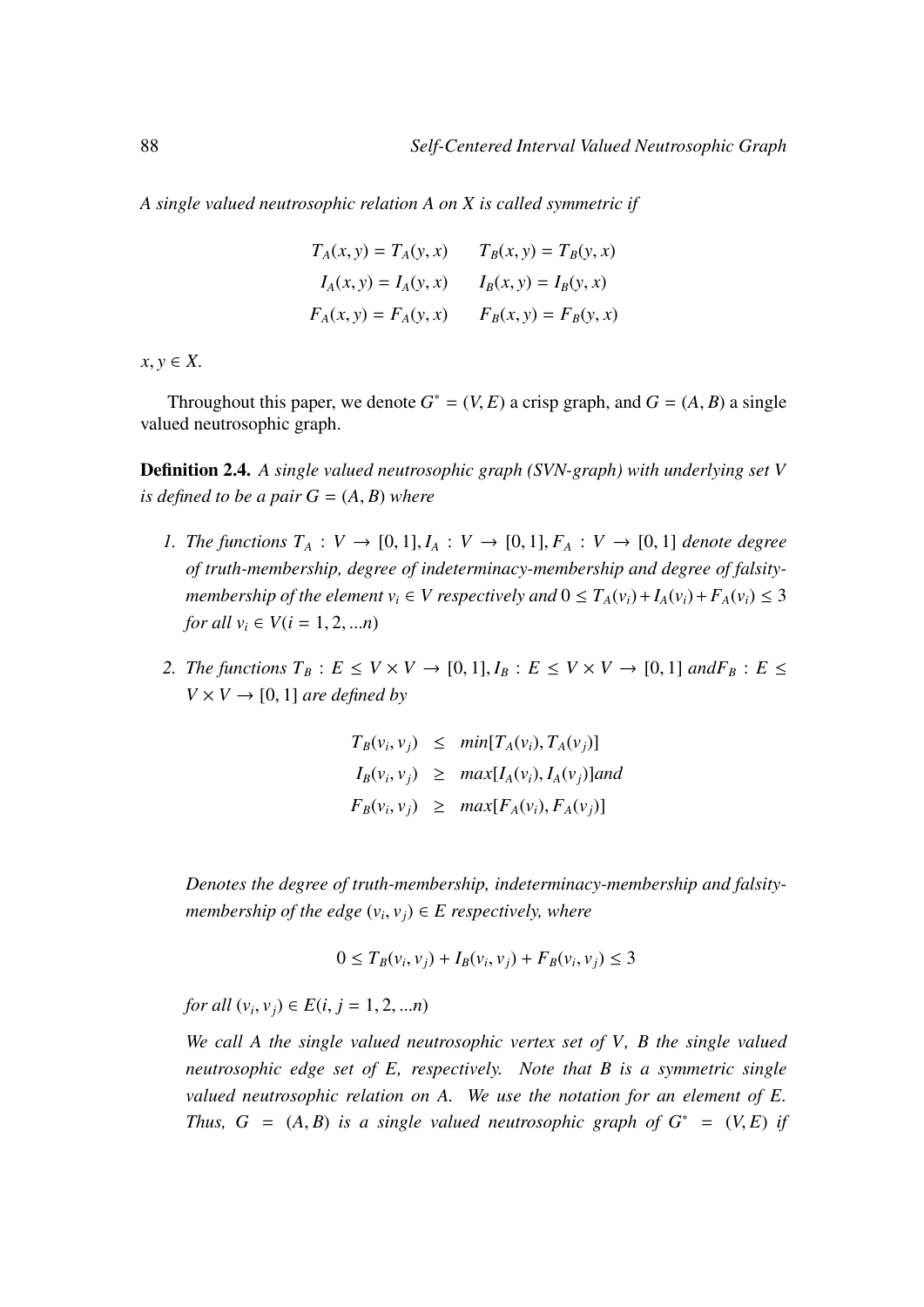*A single valued neutrosophic relation A on X is called symmetric if*

$$
\begin{aligned}
T_A(x,y) = T_A(y,x) \qquad T_B(x,y) = T_B(y,x) \\
I_A(x,y) = I_A(y,x) \qquad I_B(x,y) = I_B(y,x) \\
F_A(x,y) = F_A(y,x) \qquad F_B(x,y) = F_B(y,x)
\end{aligned}
$$

$x, y \in X$.

Throughout this paper, we denote $G^* = (V, E)$ a crisp graph, and $G = (A, B)$ a single valued neutrosophic graph.

**Definition 2.4.** *A single valued neutrosophic graph (SVN-graph) with underlying set V is defined to be a pair $G = (A, B)$ where*

1. *The functions $T_A : V \to [0,1], I_A : V \to [0,1], F_A : V \to [0,1]$ denote degree of truth-membership, degree of indeterminacy-membership and degree of falsity-membership of the element $v_i \in V$ respectively and $0 \leq T_A(v_i) + I_A(v_i) + F_A(v_i) \leq 3$ for all $v_i \in V (i = 1, 2, ...n)$*

2. *The functions $T_B : E \leq V \times V \to [0,1], I_B : E \leq V \times V \to [0,1]$ and $F_B : E \leq V \times V \to [0,1]$ are defined by*

$$
\begin{aligned}
T_B(v_i, v_j) &\leq min[T_A(v_i), T_A(v_j)] \\
I_B(v_i, v_j) &\geq max[I_A(v_i), I_A(v_j)] and \\
F_B(v_i, v_j) &\geq max[F_A(v_i), F_A(v_j)]
\end{aligned}
$$

   *Denotes the degree of truth-membership, indeterminacy-membership and falsity-membership of the edge $(v_i, v_j) \in E$ respectively, where*

$$0 \leq T_B(v_i, v_j) + I_B(v_i, v_j) + F_B(v_i, v_j) \leq 3$$

   *for all $(v_i, v_j) \in E (i, j = 1, 2, ...n)$*

   *We call A the single valued neutrosophic vertex set of V, B the single valued neutrosophic edge set of E, respectively. Note that B is a symmetric single valued neutrosophic relation on A. We use the notation for an element of E. Thus, $G = (A, B)$ is a single valued neutrosophic graph of $G^* = (V, E)$ if*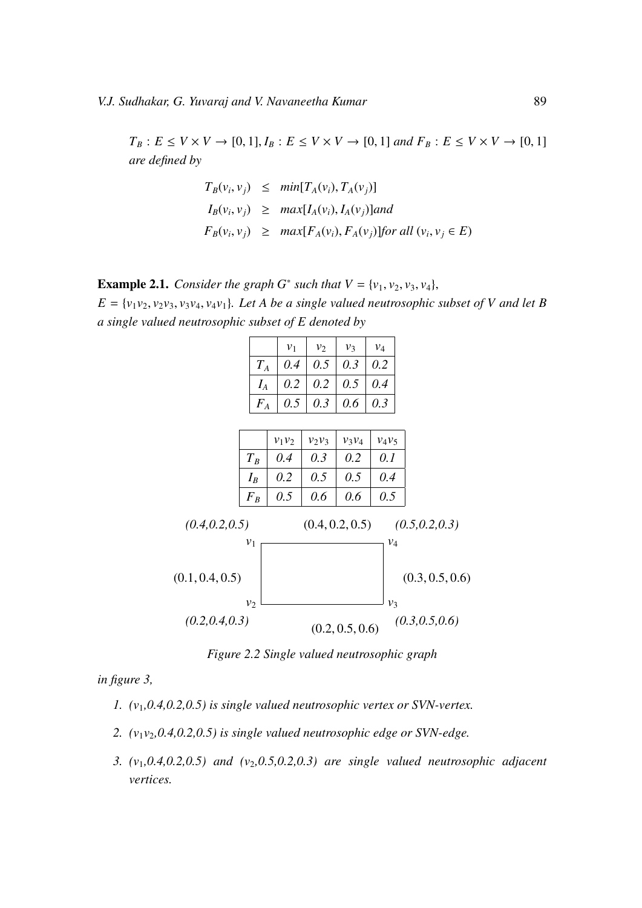$T_B : E \leq V \times V \to [0,1], I_B : E \leq V \times V \to [0,1]$ *and* $F_B : E \leq V \times V \to [0,1]$ *are defined by*

$$
\begin{aligned}
T_B(v_i, v_j) &\leq min[T_A(v_i), T_A(v_j)] \\
I_B(v_i, v_j) &\geq max[I_A(v_i), I_A(v_j)] and \\
F_B(v_i, v_j) &\geq max[F_A(v_i), F_A(v_j)] for\ all\ (v_i, v_j \in E)
\end{aligned}
$$

**Example 2.1.** *Consider the graph* $G^*$ *such that* $V = \{v_1, v_2, v_3, v_4\}$, $E = \{v_1v_2, v_2v_3, v_3v_4, v_4v_1\}$. *Let A be a single valued neutrosophic subset of V and let B a single valued neutrosophic subset of E denoted by*

| | $v_1$ | $v_2$ | $v_3$ | $v_4$ |
|---|---|---|---|---|
| $T_A$ | 0.4 | 0.5 | 0.3 | 0.2 |
| $I_A$ | 0.2 | 0.2 | 0.5 | 0.4 |
| $F_A$ | 0.5 | 0.3 | 0.6 | 0.3 |

| | $v_1v_2$ | $v_2v_3$ | $v_3v_4$ | $v_4v_5$ |
|---|---|---|---|---|
| $T_B$ | 0.4 | 0.3 | 0.2 | 0.1 |
| $I_B$ | 0.2 | 0.5 | 0.5 | 0.4 |
| $F_B$ | 0.5 | 0.6 | 0.6 | 0.5 |

(0.4,0.2,0.5) $v_1$ — (0.4, 0.2, 0.5) — $v_4$ (0.5,0.2,0.3)

(0.1, 0.4, 0.5) — (0.3, 0.5, 0.6)

(0.2,0.4,0.3) $v_2$ — (0.2, 0.5, 0.6) — $v_3$ (0.3,0.5,0.6)

*Figure 2.2 Single valued neutrosophic graph*

*in figure 3,*

1. *($v_1$,0.4,0.2,0.5) is single valued neutrosophic vertex or SVN-vertex.*
2. *($v_1v_2$,0.4,0.2,0.5) is single valued neutrosophic edge or SVN-edge.*
3. *($v_1$,0.4,0.2,0.5) and ($v_2$,0.5,0.2,0.3) are single valued neutrosophic adjacent vertices.*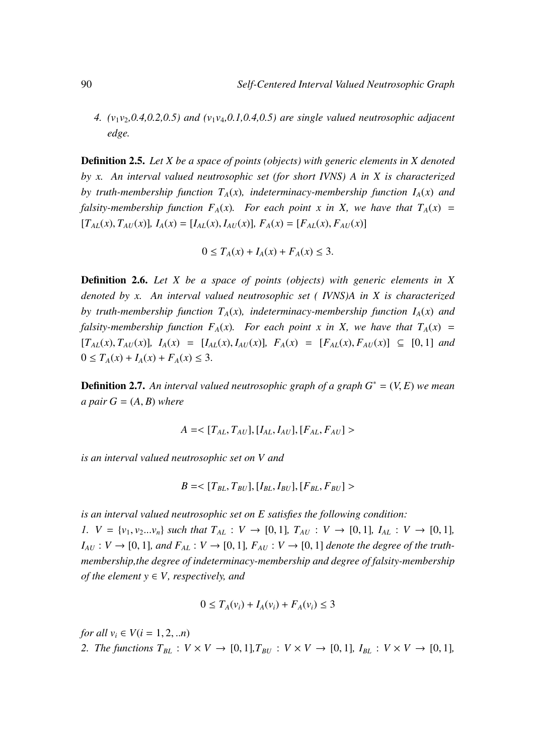4. ($v_1v_2$,0.4,0.2,0.5) and ($v_1v_4$,0.1,0.4,0.5) are single valued neutrosophic adjacent edge.

**Definition 2.5.** *Let X be a space of points (objects) with generic elements in X denoted by x. An interval valued neutrosophic set (for short IVNS) A in X is characterized by truth-membership function $T_A(x)$, indeterminacy-membership function $I_A(x)$ and falsity-membership function $F_A(x)$. For each point x in X, we have that $T_A(x) = [T_{AL}(x), T_{AU}(x)]$, $I_A(x) = [I_{AL}(x), I_{AU}(x)]$, $F_A(x) = [F_{AL}(x), F_{AU}(x)]$*

$$0 \leq T_A(x) + I_A(x) + F_A(x) \leq 3.$$

**Definition 2.6.** *Let X be a space of points (objects) with generic elements in X denoted by x. An interval valued neutrosophic set ( IVNS)A in X is characterized by truth-membership function $T_A(x)$, indeterminacy-membership function $I_A(x)$ and falsity-membership function $F_A(x)$. For each point x in X, we have that $T_A(x) = [T_{AL}(x), T_{AU}(x)]$, $I_A(x) = [I_{AL}(x), I_{AU}(x)]$, $F_A(x) = [F_{AL}(x), F_{AU}(x)] \subseteq [0, 1]$ and $0 \leq T_A(x) + I_A(x) + F_A(x) \leq 3$.*

**Definition 2.7.** *An interval valued neutrosophic graph of a graph $G^* = (V, E)$ we mean a pair $G = (A, B)$ where*

$$A =< [T_{AL}, T_{AU}], [I_{AL}, I_{AU}], [F_{AL}, F_{AU}] >$$

*is an interval valued neutrosophic set on V and*

$$B =< [T_{BL}, T_{BU}], [I_{BL}, I_{BU}], [F_{BL}, F_{BU}] >$$

*is an interval valued neutrosophic set on E satisfies the following condition:*
*1. $V = \{v_1, v_2...v_n\}$ such that $T_{AL} : V \to [0, 1]$, $T_{AU} : V \to [0, 1]$, $I_{AL} : V \to [0, 1]$, $I_{AU} : V \to [0, 1]$, and $F_{AL} : V \to [0, 1]$, $F_{AU} : V \to [0, 1]$ denote the degree of the truth-membership,the degree of indeterminacy-membership and degree of falsity-membership of the element $y \in V$, respectively, and*

$$0 \leq T_A(v_i) + I_A(v_i) + F_A(v_i) \leq 3$$

*for all $v_i \in V(i = 1, 2, ..n)$*
*2. The functions $T_{BL} : V \times V \to [0, 1]$,$T_{BU} : V \times V \to [0, 1]$, $I_{BL} : V \times V \to [0, 1]$,*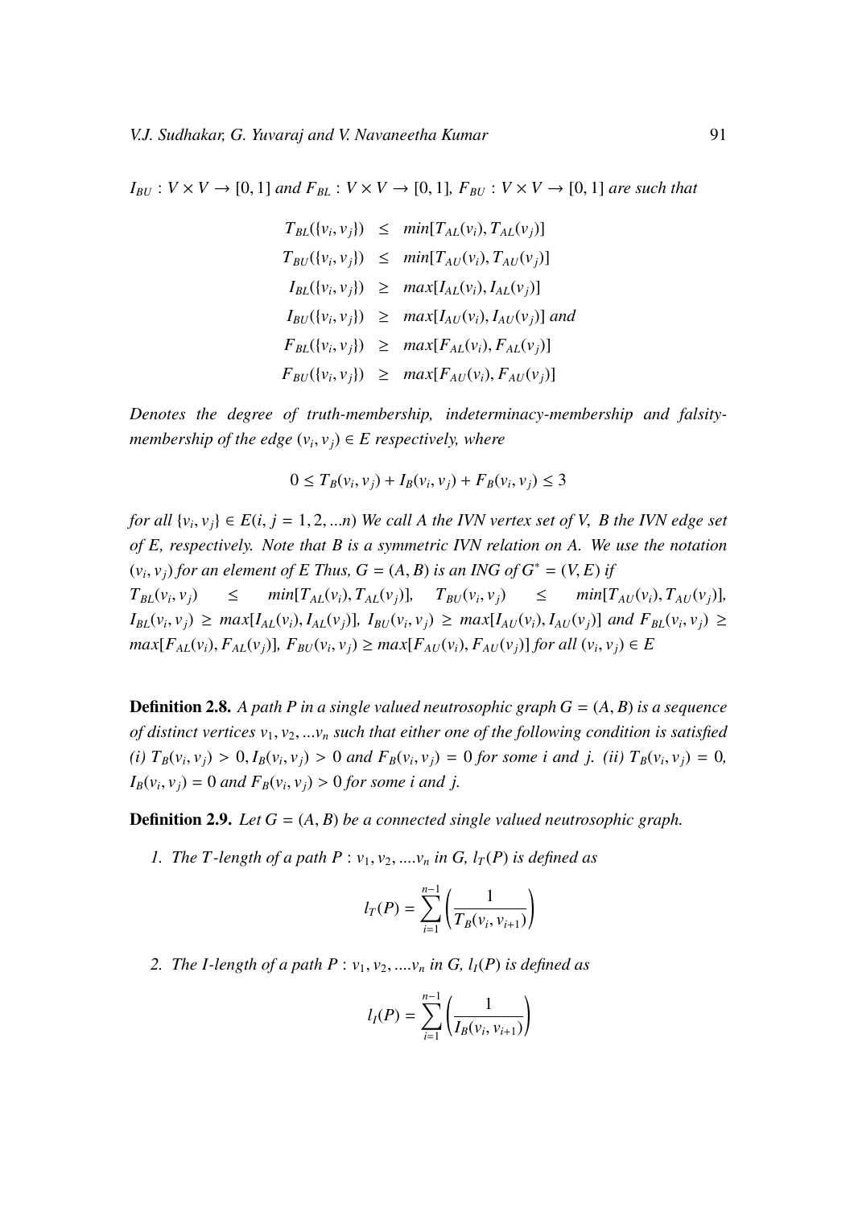*$I_{BU} : V \times V \to [0, 1]$ and $F_{BL} : V \times V \to [0, 1]$, $F_{BU} : V \times V \to [0, 1]$ are such that*

$$
\begin{aligned}
T_{BL}(\{v_i, v_j\}) &\leq min[T_{AL}(v_i), T_{AL}(v_j)] \\
T_{BU}(\{v_i, v_j\}) &\leq min[T_{AU}(v_i), T_{AU}(v_j)] \\
I_{BL}(\{v_i, v_j\}) &\geq max[I_{AL}(v_i), I_{AL}(v_j)] \\
I_{BU}(\{v_i, v_j\}) &\geq max[I_{AU}(v_i), I_{AU}(v_j)] \text{ and} \\
F_{BL}(\{v_i, v_j\}) &\geq max[F_{AL}(v_i), F_{AL}(v_j)] \\
F_{BU}(\{v_i, v_j\}) &\geq max[F_{AU}(v_i), F_{AU}(v_j)]
\end{aligned}
$$

*Denotes the degree of truth-membership, indeterminacy-membership and falsity-membership of the edge $(v_i, v_j) \in E$ respectively, where*

$$0 \leq T_B(v_i, v_j) + I_B(v_i, v_j) + F_B(v_i, v_j) \leq 3$$

*for all $\{v_i, v_j\} \in E (i, j = 1, 2, ...n)$ We call A the IVN vertex set of V, B the IVN edge set of E, respectively. Note that B is a symmetric IVN relation on A. We use the notation $(v_i, v_j)$ for an element of E Thus, $G = (A, B)$ is an ING of $G^* = (V, E)$ if $T_{BL}(v_i, v_j) \leq min[T_{AL}(v_i), T_{AL}(v_j)]$, $T_{BU}(v_i, v_j) \leq min[T_{AU}(v_i), T_{AU}(v_j)]$, $I_{BL}(v_i, v_j) \geq max[I_{AL}(v_i), I_{AL}(v_j)]$, $I_{BU}(v_i, v_j) \geq max[I_{AU}(v_i), I_{AU}(v_j)]$ and $F_{BL}(v_i, v_j) \geq max[F_{AL}(v_i), F_{AL}(v_j)]$, $F_{BU}(v_i, v_j) \geq max[F_{AU}(v_i), F_{AU}(v_j)]$ for all $(v_i, v_j) \in E$*

**Definition 2.8.** *A path P in a single valued neutrosophic graph $G = (A, B)$ is a sequence of distinct vertices $v_1, v_2, ...v_n$ such that either one of the following condition is satisfied (i) $T_B(v_i, v_j) > 0, I_B(v_i, v_j) > 0$ and $F_B(v_i, v_j) = 0$ for some i and j. (ii) $T_B(v_i, v_j) = 0$, $I_B(v_i, v_j) = 0$ and $F_B(v_i, v_j) > 0$ for some i and j.*

**Definition 2.9.** *Let $G = (A, B)$ be a connected single valued neutrosophic graph.*

*1. The T-length of a path $P : v_1, v_2, ....v_n$ in G, $l_T(P)$ is defined as*

$$l_T(P) = \sum_{i=1}^{n-1} \left( \frac{1}{T_B(v_i, v_{i+1})} \right)$$

*2. The I-length of a path $P : v_1, v_2, ....v_n$ in G, $l_I(P)$ is defined as*

$$l_I(P) = \sum_{i=1}^{n-1} \left( \frac{1}{I_B(v_i, v_{i+1})} \right)$$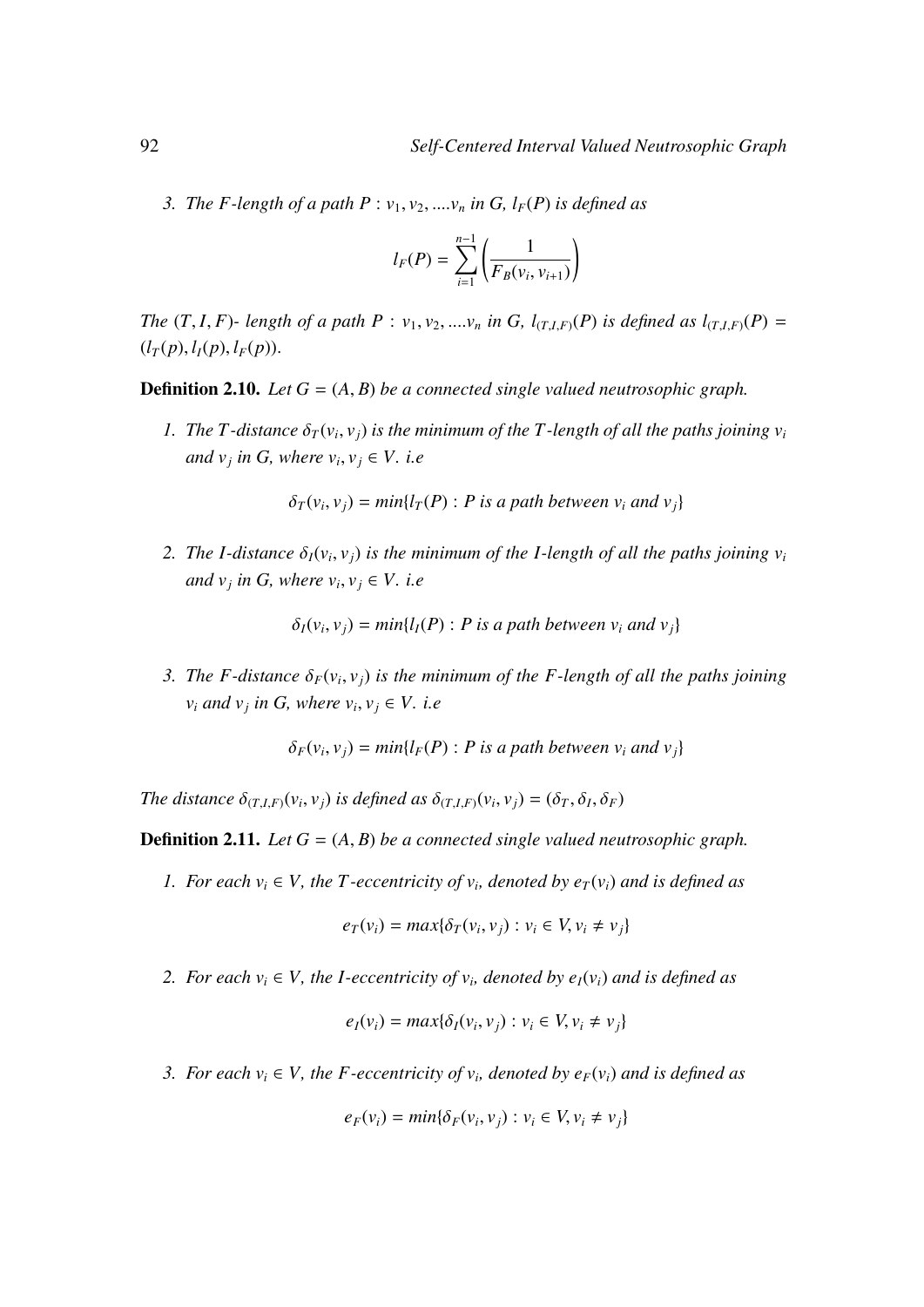3. The $F$-length of a path $P : v_1, v_2, ....v_n$ in $G$, $l_F(P)$ is defined as

$$l_F(P) = \sum_{i=1}^{n-1} \left( \frac{1}{F_B(v_i, v_{i+1})} \right)$$

*The $(T, I, F)$- length of a path $P : v_1, v_2, ....v_n$ in $G$, $l_{(T,I,F)}(P)$ is defined as $l_{(T,I,F)}(P) = (l_T(p), l_I(p), l_F(p))$.*

**Definition 2.10.** *Let $G = (A, B)$ be a connected single valued neutrosophic graph.*

1. *The $T$-distance $\delta_T(v_i, v_j)$ is the minimum of the $T$-length of all the paths joining $v_i$ and $v_j$ in $G$, where $v_i, v_j \in V$. i.e*

$$\delta_T(v_i, v_j) = min\{l_T(P) : P \text{ is a path between } v_i \text{ and } v_j\}$$

2. *The $I$-distance $\delta_I(v_i, v_j)$ is the minimum of the $I$-length of all the paths joining $v_i$ and $v_j$ in $G$, where $v_i, v_j \in V$. i.e*

$$\delta_I(v_i, v_j) = min\{l_I(P) : P \text{ is a path between } v_i \text{ and } v_j\}$$

3. *The $F$-distance $\delta_F(v_i, v_j)$ is the minimum of the $F$-length of all the paths joining $v_i$ and $v_j$ in $G$, where $v_i, v_j \in V$. i.e*

$$\delta_F(v_i, v_j) = min\{l_F(P) : P \text{ is a path between } v_i \text{ and } v_j\}$$

*The distance $\delta_{(T,I,F)}(v_i, v_j)$ is defined as $\delta_{(T,I,F)}(v_i, v_j) = (\delta_T, \delta_I, \delta_F)$*

**Definition 2.11.** *Let $G = (A, B)$ be a connected single valued neutrosophic graph.*

1. *For each $v_i \in V$, the $T$-eccentricity of $v_i$, denoted by $e_T(v_i)$ and is defined as*

$$e_T(v_i) = max\{\delta_T(v_i, v_j) : v_i \in V, v_i \neq v_j\}$$

2. *For each $v_i \in V$, the $I$-eccentricity of $v_i$, denoted by $e_I(v_i)$ and is defined as*

$$e_I(v_i) = max\{\delta_I(v_i, v_j) : v_i \in V, v_i \neq v_j\}$$

3. *For each $v_i \in V$, the $F$-eccentricity of $v_i$, denoted by $e_F(v_i)$ and is defined as*

$$e_F(v_i) = min\{\delta_F(v_i, v_j) : v_i \in V, v_i \neq v_j\}$$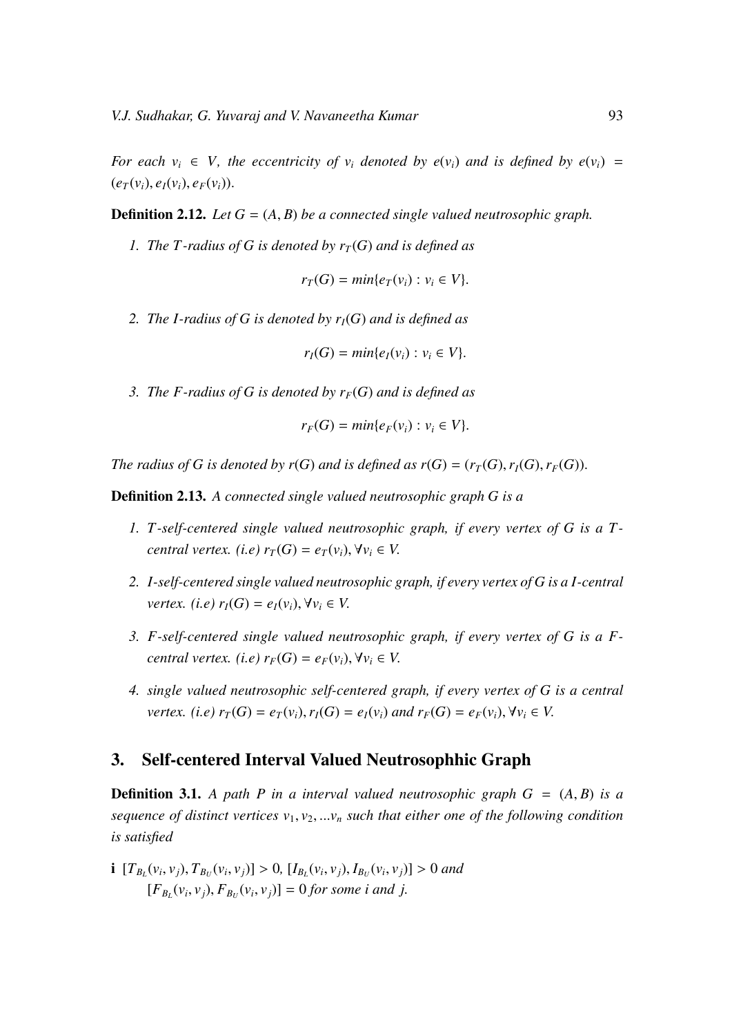*For each $v_i \in V$, the eccentricity of $v_i$ denoted by $e(v_i)$ and is defined by $e(v_i) = (e_T(v_i), e_I(v_i), e_F(v_i))$.*

**Definition 2.12.** *Let $G = (A, B)$ be a connected single valued neutrosophic graph.*

1. *The $T$-radius of $G$ is denoted by $r_T(G)$ and is defined as*

$$r_T(G) = min\{e_T(v_i) : v_i \in V\}.$$

2. *The $I$-radius of $G$ is denoted by $r_I(G)$ and is defined as*

$$r_I(G) = min\{e_I(v_i) : v_i \in V\}.$$

3. *The $F$-radius of $G$ is denoted by $r_F(G)$ and is defined as*

$$r_F(G) = min\{e_F(v_i) : v_i \in V\}.$$

*The radius of $G$ is denoted by $r(G)$ and is defined as $r(G) = (r_T(G), r_I(G), r_F(G))$.*

**Definition 2.13.** *A connected single valued neutrosophic graph $G$ is a*

1. *$T$-self-centered single valued neutrosophic graph, if every vertex of $G$ is a $T$-central vertex. (i.e) $r_T(G) = e_T(v_i), \forall v_i \in V$.*
2. *$I$-self-centered single valued neutrosophic graph, if every vertex of $G$ is a $I$-central vertex. (i.e) $r_I(G) = e_I(v_i), \forall v_i \in V$.*
3. *$F$-self-centered single valued neutrosophic graph, if every vertex of $G$ is a $F$-central vertex. (i.e) $r_F(G) = e_F(v_i), \forall v_i \in V$.*
4. *single valued neutrosophic self-centered graph, if every vertex of $G$ is a central vertex. (i.e) $r_T(G) = e_T(v_i), r_I(G) = e_I(v_i)$ and $r_F(G) = e_F(v_i), \forall v_i \in V$.*

## 3. Self-centered Interval Valued Neutrosophhic Graph

**Definition 3.1.** *A path $P$ in a interval valued neutrosophic graph $G = (A, B)$ is a sequence of distinct vertices $v_1, v_2, ...v_n$ such that either one of the following condition is satisfied*

**i** $[T_{B_L}(v_i, v_j), T_{B_U}(v_i, v_j)] > 0$, $[I_{B_L}(v_i, v_j), I_{B_U}(v_i, v_j)] > 0$ *and* $[F_{B_L}(v_i, v_j), F_{B_U}(v_i, v_j)] = 0$ *for some $i$ and $j$.*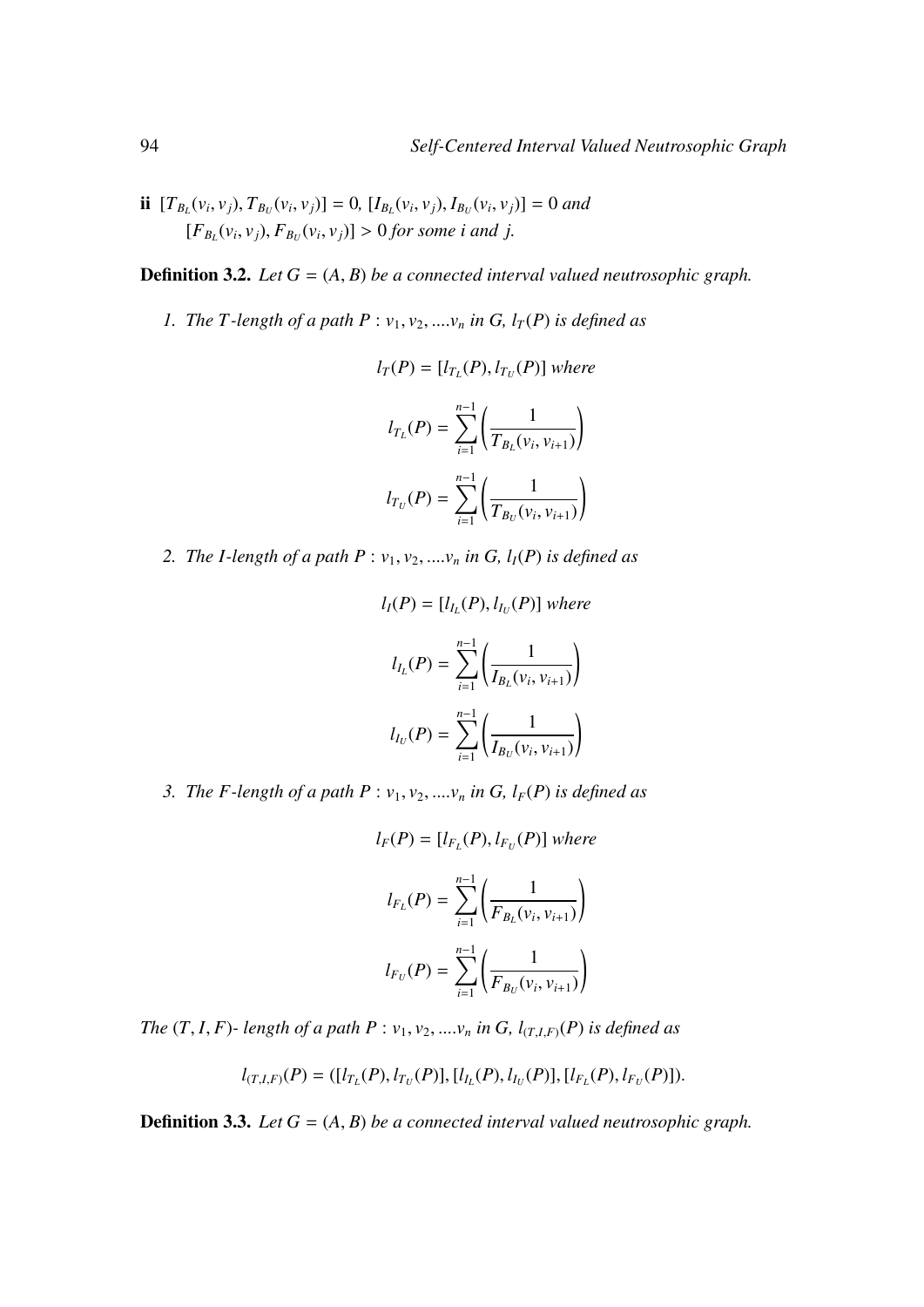**ii** $[T_{B_L}(v_i, v_j), T_{B_U}(v_i, v_j)] = 0$, $[I_{B_L}(v_i, v_j), I_{B_U}(v_i, v_j)] = 0$ *and* $[F_{B_L}(v_i, v_j), F_{B_U}(v_i, v_j)] > 0$ *for some i and j.*

**Definition 3.2.** *Let $G = (A, B)$ be a connected interval valued neutrosophic graph.*

1. *The T-length of a path $P : v_1, v_2, ....v_n$ in G, $l_T(P)$ is defined as*

$$l_T(P) = [l_{T_L}(P), l_{T_U}(P)] \text{ where}$$

$$l_{T_L}(P) = \sum_{i=1}^{n-1} \left( \frac{1}{T_{B_L}(v_i, v_{i+1})} \right)$$

$$l_{T_U}(P) = \sum_{i=1}^{n-1} \left( \frac{1}{T_{B_U}(v_i, v_{i+1})} \right)$$

2. *The I-length of a path $P : v_1, v_2, ....v_n$ in G, $l_I(P)$ is defined as*

$$l_I(P) = [l_{I_L}(P), l_{I_U}(P)] \text{ where}$$

$$l_{I_L}(P) = \sum_{i=1}^{n-1} \left( \frac{1}{I_{B_L}(v_i, v_{i+1})} \right)$$

$$l_{I_U}(P) = \sum_{i=1}^{n-1} \left( \frac{1}{I_{B_U}(v_i, v_{i+1})} \right)$$

3. *The F-length of a path $P : v_1, v_2, ....v_n$ in G, $l_F(P)$ is defined as*

$$l_F(P) = [l_{F_L}(P), l_{F_U}(P)] \text{ where}$$

$$l_{F_L}(P) = \sum_{i=1}^{n-1} \left( \frac{1}{F_{B_L}(v_i, v_{i+1})} \right)$$

$$l_{F_U}(P) = \sum_{i=1}^{n-1} \left( \frac{1}{F_{B_U}(v_i, v_{i+1})} \right)$$

*The $(T, I, F)$- length of a path $P : v_1, v_2, ....v_n$ in G, $l_{(T,I,F)}(P)$ is defined as*

$$l_{(T,I,F)}(P) = ([l_{T_L}(P), l_{T_U}(P)], [l_{I_L}(P), l_{I_U}(P)], [l_{F_L}(P), l_{F_U}(P)]).$$

**Definition 3.3.** *Let $G = (A, B)$ be a connected interval valued neutrosophic graph.*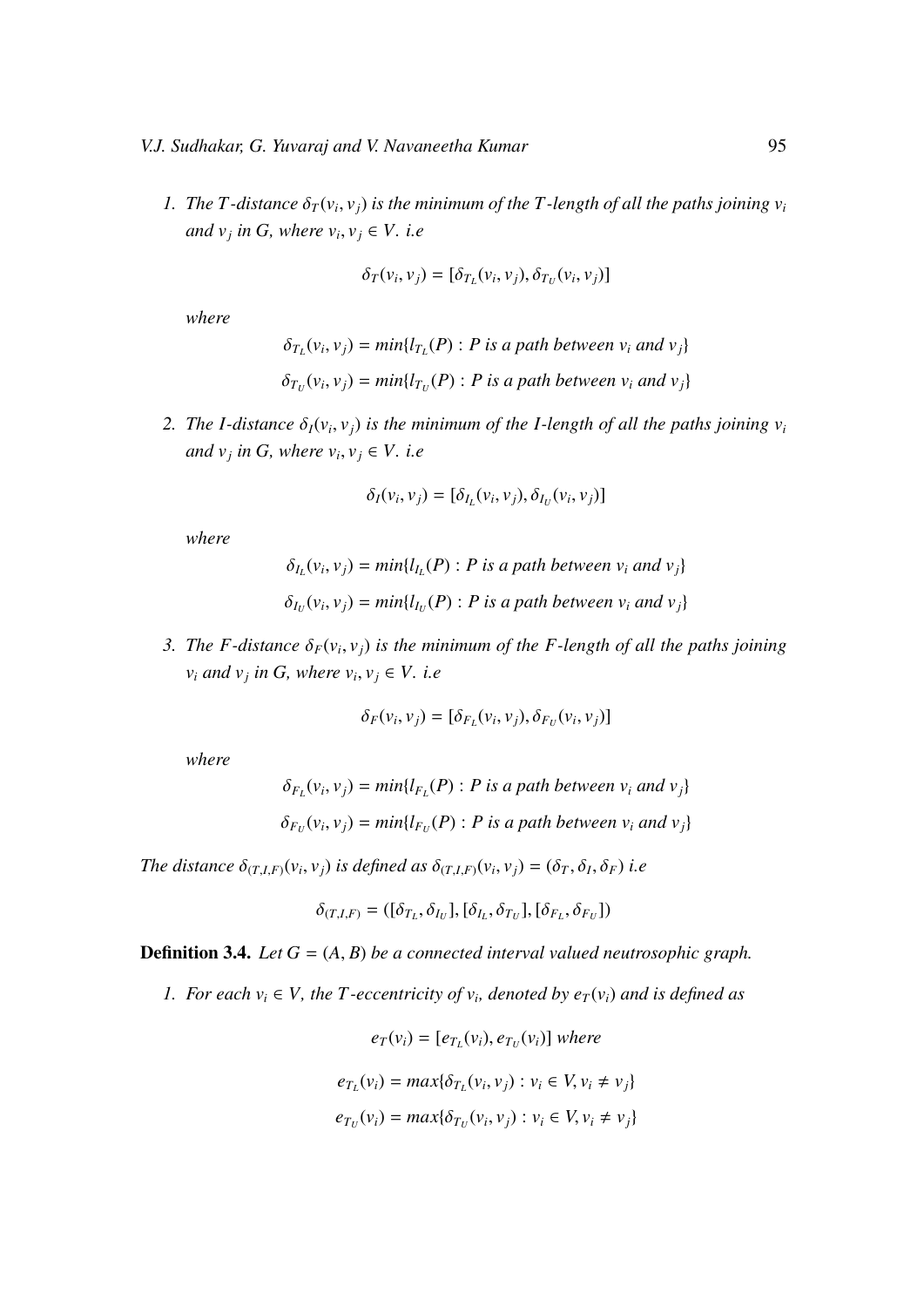1. *The T-distance $\delta_T(v_i, v_j)$ is the minimum of the T-length of all the paths joining $v_i$ and $v_j$ in G, where $v_i, v_j \in V$. i.e*

$$\delta_T(v_i, v_j) = [\delta_{T_L}(v_i, v_j), \delta_{T_U}(v_i, v_j)]$$

*where*

$$\delta_{T_L}(v_i, v_j) = min\{l_{T_L}(P) : P \text{ is a path between } v_i \text{ and } v_j\}$$
$$\delta_{T_U}(v_i, v_j) = min\{l_{T_U}(P) : P \text{ is a path between } v_i \text{ and } v_j\}$$

2. *The I-distance $\delta_I(v_i, v_j)$ is the minimum of the I-length of all the paths joining $v_i$ and $v_j$ in G, where $v_i, v_j \in V$. i.e*

$$\delta_I(v_i, v_j) = [\delta_{I_L}(v_i, v_j), \delta_{I_U}(v_i, v_j)]$$

*where*

$$\delta_{I_L}(v_i, v_j) = min\{l_{I_L}(P) : P \text{ is a path between } v_i \text{ and } v_j\}$$
$$\delta_{I_U}(v_i, v_j) = min\{l_{I_U}(P) : P \text{ is a path between } v_i \text{ and } v_j\}$$

3. *The F-distance $\delta_F(v_i, v_j)$ is the minimum of the F-length of all the paths joining $v_i$ and $v_j$ in G, where $v_i, v_j \in V$. i.e*

$$\delta_F(v_i, v_j) = [\delta_{F_L}(v_i, v_j), \delta_{F_U}(v_i, v_j)]$$

*where*

$$\delta_{F_L}(v_i, v_j) = min\{l_{F_L}(P) : P \text{ is a path between } v_i \text{ and } v_j\}$$
$$\delta_{F_U}(v_i, v_j) = min\{l_{F_U}(P) : P \text{ is a path between } v_i \text{ and } v_j\}$$

*The distance $\delta_{(T,I,F)}(v_i, v_j)$ is defined as $\delta_{(T,I,F)}(v_i, v_j) = (\delta_T, \delta_I, \delta_F)$ i.e*

$$\delta_{(T,I,F)} = ([\delta_{T_L}, \delta_{I_U}], [\delta_{I_L}, \delta_{T_U}], [\delta_{F_L}, \delta_{F_U}])$$

**Definition 3.4.** *Let $G = (A, B)$ be a connected interval valued neutrosophic graph.*

1. *For each $v_i \in V$, the T-eccentricity of $v_i$, denoted by $e_T(v_i)$ and is defined as*

$$e_T(v_i) = [e_{T_L}(v_i), e_{T_U}(v_i)] \text{ where}$$

$$e_{T_L}(v_i) = max\{\delta_{T_L}(v_i, v_j) : v_i \in V, v_i \neq v_j\}$$
$$e_{T_U}(v_i) = max\{\delta_{T_U}(v_i, v_j) : v_i \in V, v_i \neq v_j\}$$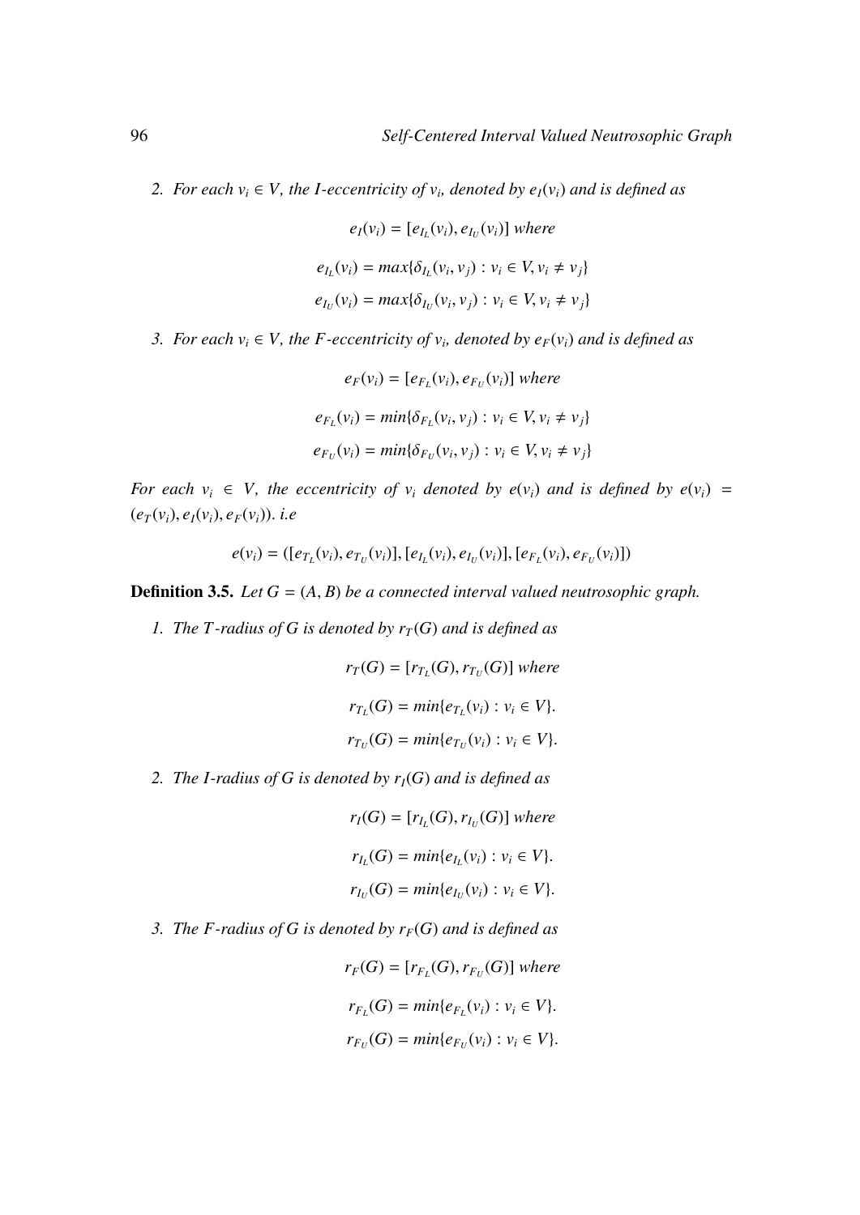2. *For each $v_i \in V$, the I-eccentricity of $v_i$, denoted by $e_I(v_i)$ and is defined as*

$$e_I(v_i) = [e_{I_L}(v_i), e_{I_U}(v_i)] \text{ where}$$

$$e_{I_L}(v_i) = max\{\delta_{I_L}(v_i, v_j) : v_i \in V, v_i \neq v_j\}$$

$$e_{I_U}(v_i) = max\{\delta_{I_U}(v_i, v_j) : v_i \in V, v_i \neq v_j\}$$

3. *For each $v_i \in V$, the F-eccentricity of $v_i$, denoted by $e_F(v_i)$ and is defined as*

$$e_F(v_i) = [e_{F_L}(v_i), e_{F_U}(v_i)] \text{ where}$$

$$e_{F_L}(v_i) = min\{\delta_{F_L}(v_i, v_j) : v_i \in V, v_i \neq v_j\}$$

$$e_{F_U}(v_i) = min\{\delta_{F_U}(v_i, v_j) : v_i \in V, v_i \neq v_j\}$$

*For each $v_i \in V$, the eccentricity of $v_i$ denoted by $e(v_i)$ and is defined by $e(v_i) = (e_T(v_i), e_I(v_i), e_F(v_i))$. i.e*

$$e(v_i) = ([e_{T_L}(v_i), e_{T_U}(v_i)], [e_{I_L}(v_i), e_{I_U}(v_i)], [e_{F_L}(v_i), e_{F_U}(v_i)])$$

**Definition 3.5.** *Let $G = (A, B)$ be a connected interval valued neutrosophic graph.*

1. *The T-radius of G is denoted by $r_T(G)$ and is defined as*

$$r_T(G) = [r_{T_L}(G), r_{T_U}(G)] \text{ where}$$

$$r_{T_L}(G) = min\{e_{T_L}(v_i) : v_i \in V\}.$$

$$r_{T_U}(G) = min\{e_{T_U}(v_i) : v_i \in V\}.$$

2. *The I-radius of G is denoted by $r_I(G)$ and is defined as*

$$r_I(G) = [r_{I_L}(G), r_{I_U}(G)] \text{ where}$$

$$r_{I_L}(G) = min\{e_{I_L}(v_i) : v_i \in V\}.$$

$$r_{I_U}(G) = min\{e_{I_U}(v_i) : v_i \in V\}.$$

3. *The F-radius of G is denoted by $r_F(G)$ and is defined as*

$$r_F(G) = [r_{F_L}(G), r_{F_U}(G)] \text{ where}$$

$$r_{F_L}(G) = min\{e_{F_L}(v_i) : v_i \in V\}.$$

$$r_{F_U}(G) = min\{e_{F_U}(v_i) : v_i \in V\}.$$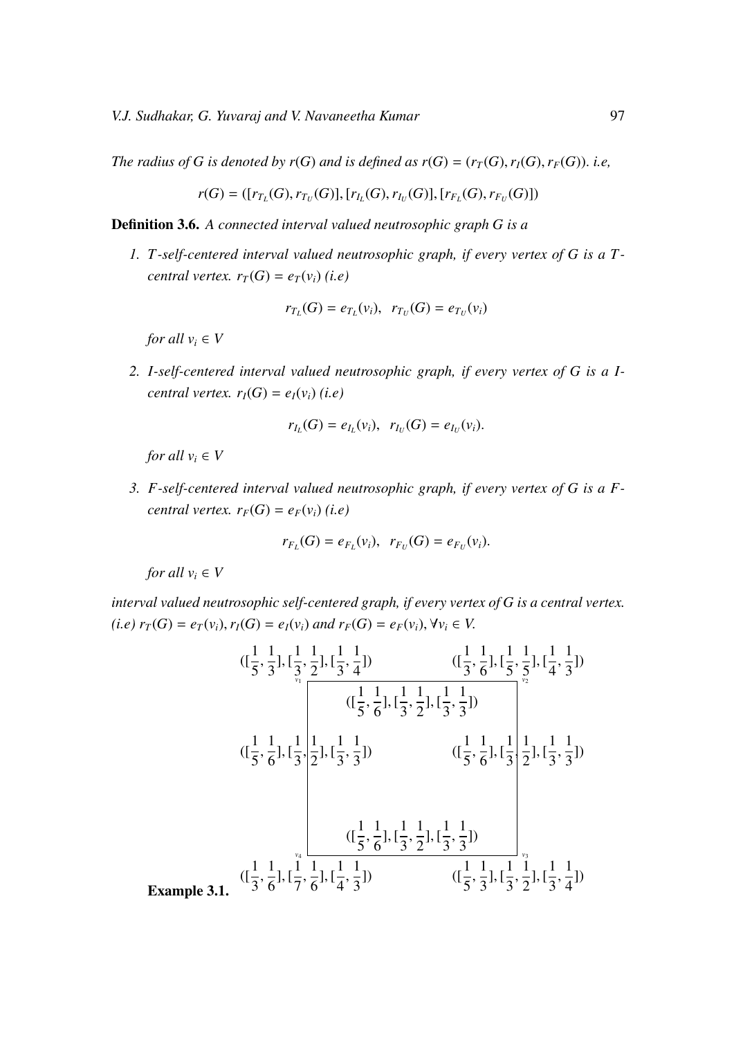*The radius of G is denoted by $r(G)$ and is defined as $r(G) = (r_T(G), r_I(G), r_F(G))$. i.e,*

$$r(G) = ([r_{T_L}(G), r_{T_U}(G)], [r_{I_L}(G), r_{I_U}(G)], [r_{F_L}(G), r_{F_U}(G)])$$

**Definition 3.6.** *A connected interval valued neutrosophic graph G is a*

1. *T-self-centered interval valued neutrosophic graph, if every vertex of G is a T-central vertex. $r_T(G) = e_T(v_i)$ (i.e)*

$$r_{T_L}(G) = e_{T_L}(v_i), \quad r_{T_U}(G) = e_{T_U}(v_i)$$

   *for all $v_i \in V$*

2. *I-self-centered interval valued neutrosophic graph, if every vertex of G is a I-central vertex. $r_I(G) = e_I(v_i)$ (i.e)*

$$r_{I_L}(G) = e_{I_L}(v_i), \quad r_{I_U}(G) = e_{I_U}(v_i).$$

   *for all $v_i \in V$*

3. *F-self-centered interval valued neutrosophic graph, if every vertex of G is a F-central vertex. $r_F(G) = e_F(v_i)$ (i.e)*

$$r_{F_L}(G) = e_{F_L}(v_i), \quad r_{F_U}(G) = e_{F_U}(v_i).$$

   *for all $v_i \in V$*

*interval valued neutrosophic self-centered graph, if every vertex of G is a central vertex. (i.e) $r_T(G) = e_T(v_i), r_I(G) = e_I(v_i)$ and $r_F(G) = e_F(v_i), \forall v_i \in V$.*

**Example 3.1.**

$v_1$: $([\frac{1}{5}, \frac{1}{3}], [\frac{1}{3}, \frac{1}{2}], [\frac{1}{3}, \frac{1}{4}])$

$v_2$: $([\frac{1}{3}, \frac{1}{6}], [\frac{1}{5}, \frac{1}{5}], [\frac{1}{4}, \frac{1}{3}])$

$v_3$: $([\frac{1}{5}, \frac{1}{3}], [\frac{1}{3}, \frac{1}{2}], [\frac{1}{3}, \frac{1}{4}])$

$v_4$: $([\frac{1}{3}, \frac{1}{6}], [\frac{1}{7}, \frac{1}{6}], [\frac{1}{4}, \frac{1}{3}])$

$v_1v_2$: $([\frac{1}{5}, \frac{1}{6}], [\frac{1}{3}, \frac{1}{2}], [\frac{1}{3}, \frac{1}{3}])$

$v_2v_3$: $([\frac{1}{5}, \frac{1}{6}], [\frac{1}{3}, \frac{1}{2}], [\frac{1}{3}, \frac{1}{3}])$

$v_3v_4$: $([\frac{1}{5}, \frac{1}{6}], [\frac{1}{3}, \frac{1}{2}], [\frac{1}{3}, \frac{1}{3}])$

$v_1v_4$: $([\frac{1}{5}, \frac{1}{6}], [\frac{1}{3}, \frac{1}{2}], [\frac{1}{3}, \frac{1}{3}])$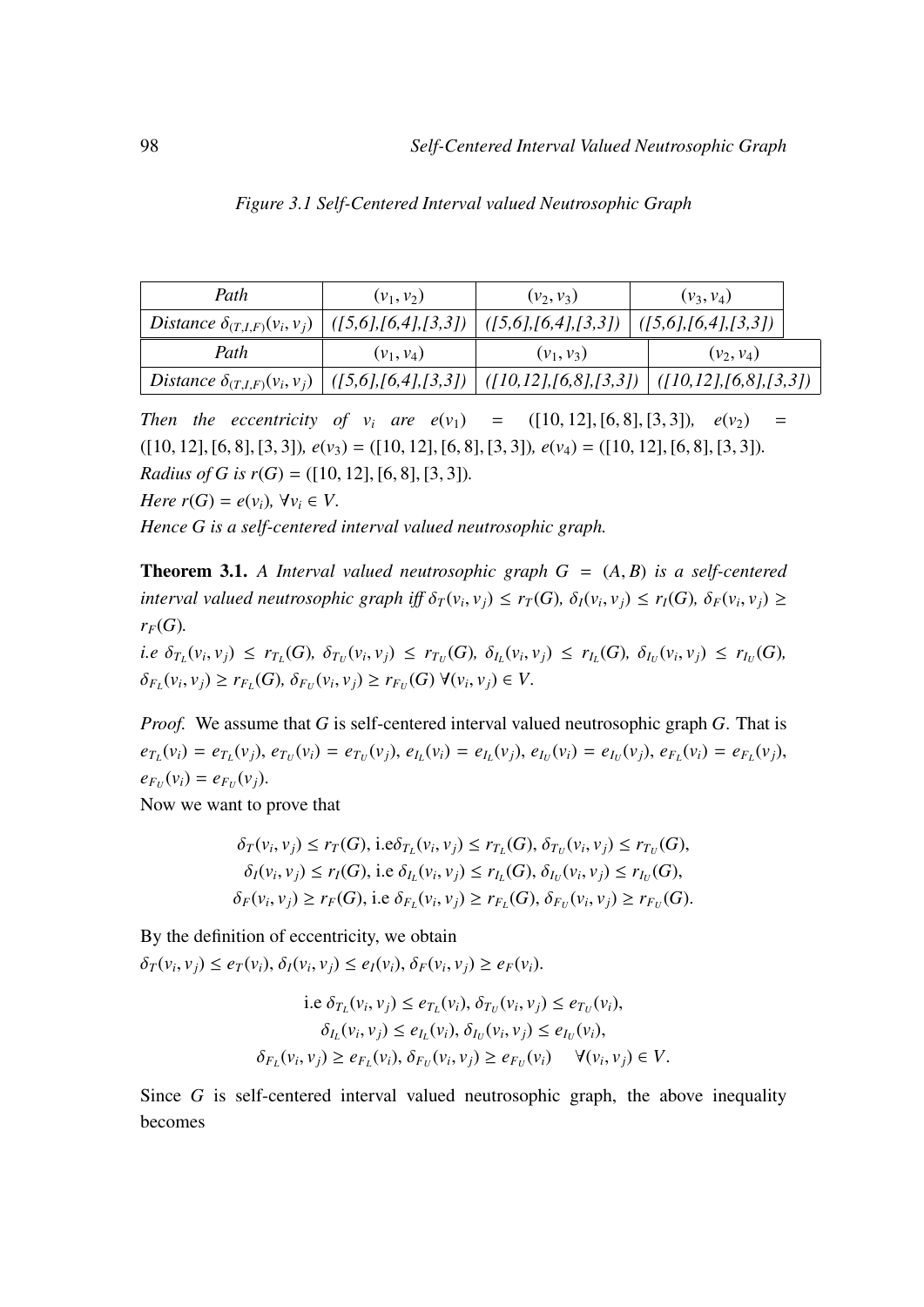*Figure 3.1 Self-Centered Interval valued Neutrosophic Graph*

| *Path* | $(v_1, v_2)$ | $(v_2, v_3)$ | $(v_3, v_4)$ |
|---|---|---|---|
| *Distance* $\delta_{(T,I,F)}(v_i, v_j)$ | *([5,6],[6,4],[3,3])* | *([5,6],[6,4],[3,3])* | *([5,6],[6,4],[3,3])* |
| *Path* | $(v_1, v_4)$ | $(v_1, v_3)$ | $(v_2, v_4)$ |
| *Distance* $\delta_{(T,I,F)}(v_i, v_j)$ | *([5,6],[6,4],[3,3])* | *([10,12],[6,8],[3,3])* | *([10,12],[6,8],[3,3])* |

*Then the eccentricity of* $v_i$ *are* $e(v_1) = ([10, 12], [6, 8], [3, 3])$*,* $e(v_2) = ([10, 12], [6, 8], [3, 3])$*,* $e(v_3) = ([10, 12], [6, 8], [3, 3])$*,* $e(v_4) = ([10, 12], [6, 8], [3, 3])$*.*
*Radius of G is* $r(G) = ([10, 12], [6, 8], [3, 3])$*.*
*Here* $r(G) = e(v_i)$*,* $\forall v_i \in V$*.*
*Hence G is a self-centered interval valued neutrosophic graph.*

**Theorem 3.1.** *A Interval valued neutrosophic graph* $G = (A, B)$ *is a self-centered interval valued neutrosophic graph iff* $\delta_T(v_i, v_j) \leq r_T(G)$*,* $\delta_I(v_i, v_j) \leq r_I(G)$*,* $\delta_F(v_i, v_j) \geq r_F(G)$*.*
*i.e* $\delta_{T_L}(v_i, v_j) \leq r_{T_L}(G)$*,* $\delta_{T_U}(v_i, v_j) \leq r_{T_U}(G)$*,* $\delta_{I_L}(v_i, v_j) \leq r_{I_L}(G)$*,* $\delta_{I_U}(v_i, v_j) \leq r_{I_U}(G)$*,* $\delta_{F_L}(v_i, v_j) \geq r_{F_L}(G)$*,* $\delta_{F_U}(v_i, v_j) \geq r_{F_U}(G)$ $\forall (v_i, v_j) \in V$*.*

*Proof.* We assume that $G$ is self-centered interval valued neutrosophic graph $G$. That is $e_{T_L}(v_i) = e_{T_L}(v_j)$, $e_{T_U}(v_i) = e_{T_U}(v_j)$, $e_{I_L}(v_i) = e_{I_L}(v_j)$, $e_{I_U}(v_i) = e_{I_U}(v_j)$, $e_{F_L}(v_i) = e_{F_L}(v_j)$, $e_{F_U}(v_i) = e_{F_U}(v_j)$.
Now we want to prove that

$$\delta_T(v_i, v_j) \leq r_T(G), \text{ i.e} \delta_{T_L}(v_i, v_j) \leq r_{T_L}(G), \delta_{T_U}(v_i, v_j) \leq r_{T_U}(G),$$
$$\delta_I(v_i, v_j) \leq r_I(G), \text{ i.e } \delta_{I_L}(v_i, v_j) \leq r_{I_L}(G), \delta_{I_U}(v_i, v_j) \leq r_{I_U}(G),$$
$$\delta_F(v_i, v_j) \geq r_F(G), \text{ i.e } \delta_{F_L}(v_i, v_j) \geq r_{F_L}(G), \delta_{F_U}(v_i, v_j) \geq r_{F_U}(G).$$

By the definition of eccentricity, we obtain
$\delta_T(v_i, v_j) \leq e_T(v_i)$, $\delta_I(v_i, v_j) \leq e_I(v_i)$, $\delta_F(v_i, v_j) \geq e_F(v_i)$.

$$\text{i.e } \delta_{T_L}(v_i, v_j) \leq e_{T_L}(v_i), \delta_{T_U}(v_i, v_j) \leq e_{T_U}(v_i),$$
$$\delta_{I_L}(v_i, v_j) \leq e_{I_L}(v_i), \delta_{I_U}(v_i, v_j) \leq e_{I_U}(v_i),$$
$$\delta_{F_L}(v_i, v_j) \geq e_{F_L}(v_i), \delta_{F_U}(v_i, v_j) \geq e_{F_U}(v_i) \quad \forall (v_i, v_j) \in V.$$

Since $G$ is self-centered interval valued neutrosophic graph, the above inequality becomes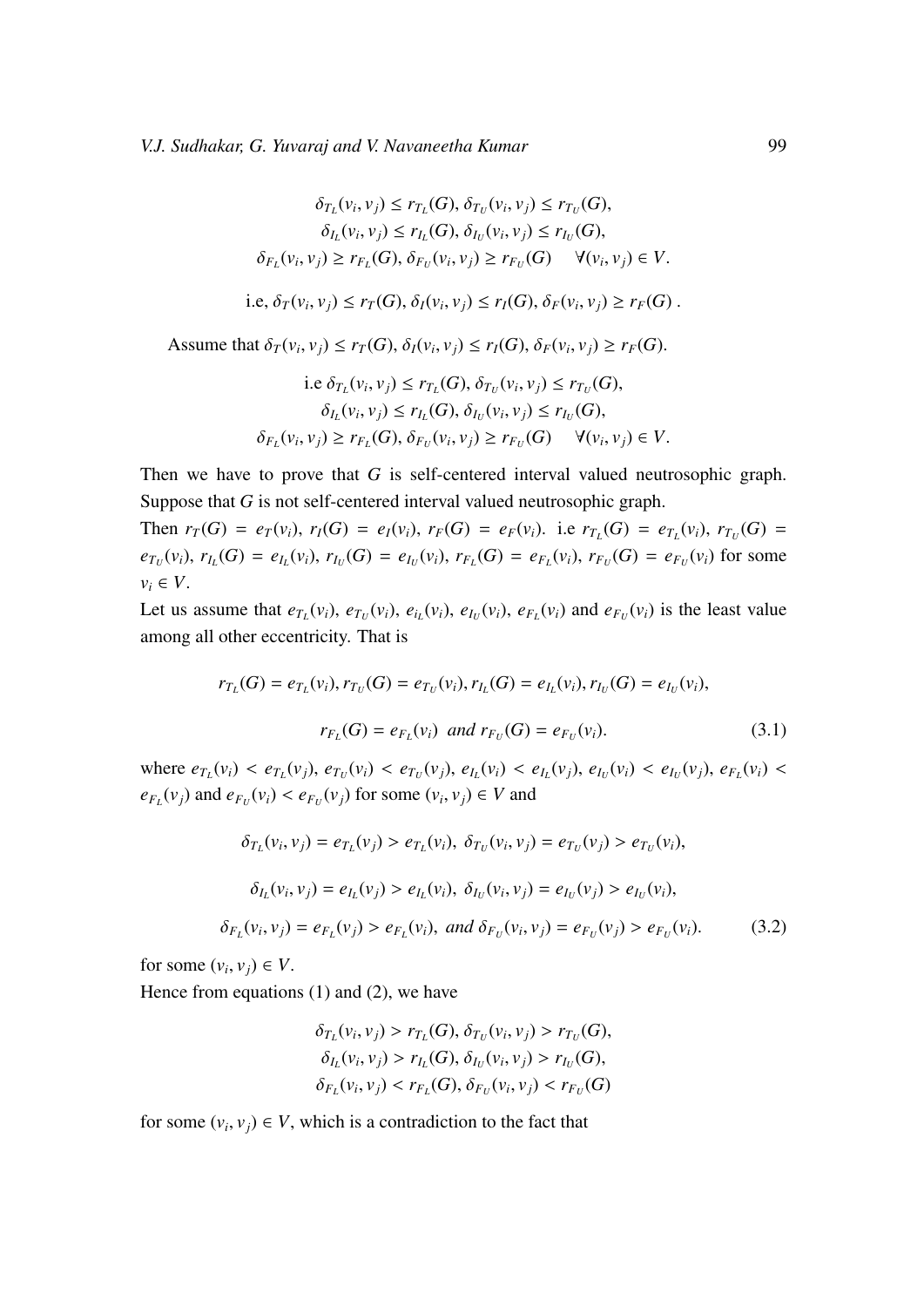$$\delta_{T_L}(v_i, v_j) \leq r_{T_L}(G), \delta_{T_U}(v_i, v_j) \leq r_{T_U}(G),$$
$$\delta_{I_L}(v_i, v_j) \leq r_{I_L}(G), \delta_{I_U}(v_i, v_j) \leq r_{I_U}(G),$$
$$\delta_{F_L}(v_i, v_j) \geq r_{F_L}(G), \delta_{F_U}(v_i, v_j) \geq r_{F_U}(G) \quad \forall (v_i, v_j) \in V.$$

$$\text{i.e, } \delta_T(v_i, v_j) \leq r_T(G), \delta_I(v_i, v_j) \leq r_I(G), \delta_F(v_i, v_j) \geq r_F(G) \ .$$

Assume that $\delta_T(v_i, v_j) \leq r_T(G), \delta_I(v_i, v_j) \leq r_I(G), \delta_F(v_i, v_j) \geq r_F(G)$.

$$\text{i.e } \delta_{T_L}(v_i, v_j) \leq r_{T_L}(G), \delta_{T_U}(v_i, v_j) \leq r_{T_U}(G),$$
$$\delta_{I_L}(v_i, v_j) \leq r_{I_L}(G), \delta_{I_U}(v_i, v_j) \leq r_{I_U}(G),$$
$$\delta_{F_L}(v_i, v_j) \geq r_{F_L}(G), \delta_{F_U}(v_i, v_j) \geq r_{F_U}(G) \quad \forall (v_i, v_j) \in V.$$

Then we have to prove that $G$ is self-centered interval valued neutrosophic graph. Suppose that $G$ is not self-centered interval valued neutrosophic graph.

Then $r_T(G) = e_T(v_i)$, $r_I(G) = e_I(v_i)$, $r_F(G) = e_F(v_i)$. i.e $r_{T_L}(G) = e_{T_L}(v_i)$, $r_{T_U}(G) = e_{T_U}(v_i)$, $r_{I_L}(G) = e_{I_L}(v_i)$, $r_{I_U}(G) = e_{I_U}(v_i)$, $r_{F_L}(G) = e_{F_L}(v_i)$, $r_{F_U}(G) = e_{F_U}(v_i)$ for some $v_i \in V$.

Let us assume that $e_{T_L}(v_i)$, $e_{T_U}(v_i)$, $e_{i_L}(v_i)$, $e_{I_U}(v_i)$, $e_{F_L}(v_i)$ and $e_{F_U}(v_i)$ is the least value among all other eccentricity. That is

$$r_{T_L}(G) = e_{T_L}(v_i), r_{T_U}(G) = e_{T_U}(v_i), r_{I_L}(G) = e_{I_L}(v_i), r_{I_U}(G) = e_{I_U}(v_i),$$

$$r_{F_L}(G) = e_{F_L}(v_i) \ \ and \ r_{F_U}(G) = e_{F_U}(v_i). \tag{3.1}$$

where $e_{T_L}(v_i) < e_{T_L}(v_j)$, $e_{T_U}(v_i) < e_{T_U}(v_j)$, $e_{I_L}(v_i) < e_{I_L}(v_j)$, $e_{I_U}(v_i) < e_{I_U}(v_j)$, $e_{F_L}(v_i) < e_{F_L}(v_j)$ and $e_{F_U}(v_i) < e_{F_U}(v_j)$ for some $(v_i, v_j) \in V$ and

$$\delta_{T_L}(v_i, v_j) = e_{T_L}(v_j) > e_{T_L}(v_i), \ \delta_{T_U}(v_i, v_j) = e_{T_U}(v_j) > e_{T_U}(v_i),$$

$$\delta_{I_L}(v_i, v_j) = e_{I_L}(v_j) > e_{I_L}(v_i), \ \delta_{I_U}(v_i, v_j) = e_{I_U}(v_j) > e_{I_U}(v_i),$$

$$\delta_{F_L}(v_i, v_j) = e_{F_L}(v_j) > e_{F_L}(v_i), \ and \ \delta_{F_U}(v_i, v_j) = e_{F_U}(v_j) > e_{F_U}(v_i). \tag{3.2}$$

for some $(v_i, v_j) \in V$.

Hence from equations (1) and (2), we have

$$\delta_{T_L}(v_i, v_j) > r_{T_L}(G), \delta_{T_U}(v_i, v_j) > r_{T_U}(G),$$
$$\delta_{I_L}(v_i, v_j) > r_{I_L}(G), \delta_{I_U}(v_i, v_j) > r_{I_U}(G),$$
$$\delta_{F_L}(v_i, v_j) < r_{F_L}(G), \delta_{F_U}(v_i, v_j) < r_{F_U}(G)$$

for some $(v_i, v_j) \in V$, which is a contradiction to the fact that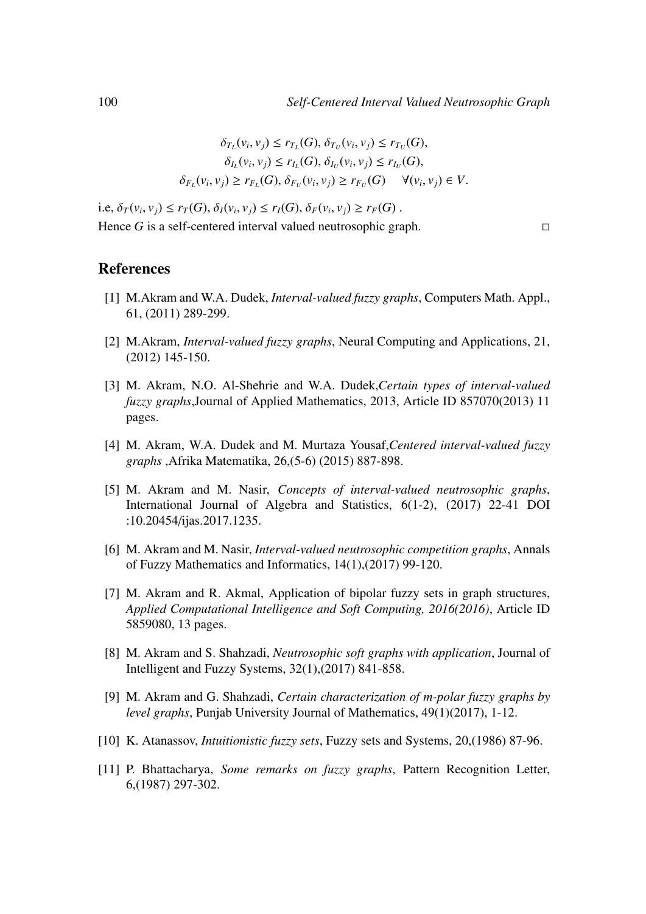$$\delta_{T_L}(v_i, v_j) \leq r_{T_L}(G), \delta_{T_U}(v_i, v_j) \leq r_{T_U}(G),$$
$$\delta_{I_L}(v_i, v_j) \leq r_{I_L}(G), \delta_{I_U}(v_i, v_j) \leq r_{I_U}(G),$$
$$\delta_{F_L}(v_i, v_j) \geq r_{F_L}(G), \delta_{F_U}(v_i, v_j) \geq r_{F_U}(G) \quad \forall (v_i, v_j) \in V.$$

i.e, $\delta_T(v_i, v_j) \leq r_T(G), \delta_I(v_i, v_j) \leq r_I(G), \delta_F(v_i, v_j) \geq r_F(G)$ .
Hence $G$ is a self-centered interval valued neutrosophic graph. □

## References

[1] M.Akram and W.A. Dudek, *Interval-valued fuzzy graphs*, Computers Math. Appl., 61, (2011) 289-299.

[2] M.Akram, *Interval-valued fuzzy graphs*, Neural Computing and Applications, 21, (2012) 145-150.

[3] M. Akram, N.O. Al-Shehrie and W.A. Dudek,*Certain types of interval-valued fuzzy graphs*,Journal of Applied Mathematics, 2013, Article ID 857070(2013) 11 pages.

[4] M. Akram, W.A. Dudek and M. Murtaza Yousaf,*Centered interval-valued fuzzy graphs* ,Afrika Matematika, 26,(5-6) (2015) 887-898.

[5] M. Akram and M. Nasir, *Concepts of interval-valued neutrosophic graphs*, International Journal of Algebra and Statistics, 6(1-2), (2017) 22-41 DOI :10.20454/ijas.2017.1235.

[6] M. Akram and M. Nasir, *Interval-valued neutrosophic competition graphs*, Annals of Fuzzy Mathematics and Informatics, 14(1),(2017) 99-120.

[7] M. Akram and R. Akmal, Application of bipolar fuzzy sets in graph structures, *Applied Computational Intelligence and Soft Computing, 2016(2016)*, Article ID 5859080, 13 pages.

[8] M. Akram and S. Shahzadi, *Neutrosophic soft graphs with application*, Journal of Intelligent and Fuzzy Systems, 32(1),(2017) 841-858.

[9] M. Akram and G. Shahzadi, *Certain characterization of m-polar fuzzy graphs by level graphs*, Punjab University Journal of Mathematics, 49(1)(2017), 1-12.

[10] K. Atanassov, *Intuitionistic fuzzy sets*, Fuzzy sets and Systems, 20,(1986) 87-96.

[11] P. Bhattacharya, *Some remarks on fuzzy graphs*, Pattern Recognition Letter, 6,(1987) 297-302.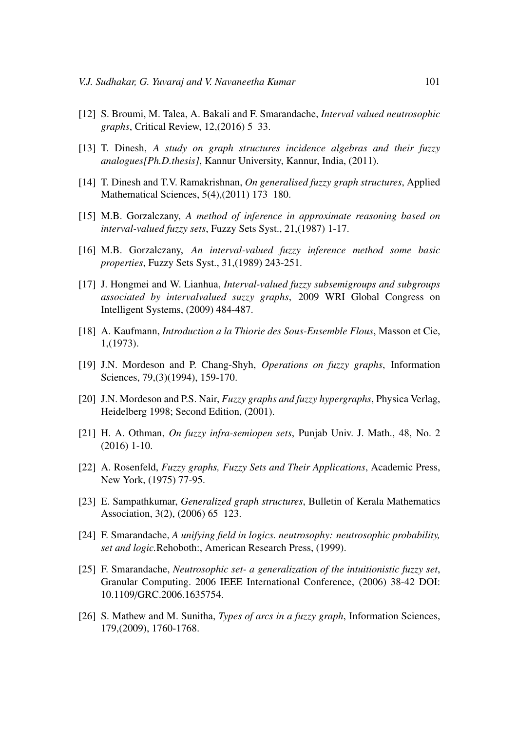[12] S. Broumi, M. Talea, A. Bakali and F. Smarandache, *Interval valued neutrosophic graphs*, Critical Review, 12,(2016) 5 33.

[13] T. Dinesh, *A study on graph structures incidence algebras and their fuzzy analogues[Ph.D.thesis]*, Kannur University, Kannur, India, (2011).

[14] T. Dinesh and T.V. Ramakrishnan, *On generalised fuzzy graph structures*, Applied Mathematical Sciences, 5(4),(2011) 173 180.

[15] M.B. Gorzalczany, *A method of inference in approximate reasoning based on interval-valued fuzzy sets*, Fuzzy Sets Syst., 21,(1987) 1-17.

[16] M.B. Gorzalczany, *An interval-valued fuzzy inference method some basic properties*, Fuzzy Sets Syst., 31,(1989) 243-251.

[17] J. Hongmei and W. Lianhua, *Interval-valued fuzzy subsemigroups and subgroups associated by intervalvalued suzzy graphs*, 2009 WRI Global Congress on Intelligent Systems, (2009) 484-487.

[18] A. Kaufmann, *Introduction a la Thiorie des Sous-Ensemble Flous*, Masson et Cie, 1,(1973).

[19] J.N. Mordeson and P. Chang-Shyh, *Operations on fuzzy graphs*, Information Sciences, 79,(3)(1994), 159-170.

[20] J.N. Mordeson and P.S. Nair, *Fuzzy graphs and fuzzy hypergraphs*, Physica Verlag, Heidelberg 1998; Second Edition, (2001).

[21] H. A. Othman, *On fuzzy infra-semiopen sets*, Punjab Univ. J. Math., 48, No. 2 (2016) 1-10.

[22] A. Rosenfeld, *Fuzzy graphs, Fuzzy Sets and Their Applications*, Academic Press, New York, (1975) 77-95.

[23] E. Sampathkumar, *Generalized graph structures*, Bulletin of Kerala Mathematics Association, 3(2), (2006) 65 123.

[24] F. Smarandache, *A unifying field in logics. neutrosophy: neutrosophic probability, set and logic.*Rehoboth:, American Research Press, (1999).

[25] F. Smarandache, *Neutrosophic set- a generalization of the intuitionistic fuzzy set*, Granular Computing. 2006 IEEE International Conference, (2006) 38-42 DOI: 10.1109/GRC.2006.1635754.

[26] S. Mathew and M. Sunitha, *Types of arcs in a fuzzy graph*, Information Sciences, 179,(2009), 1760-1768.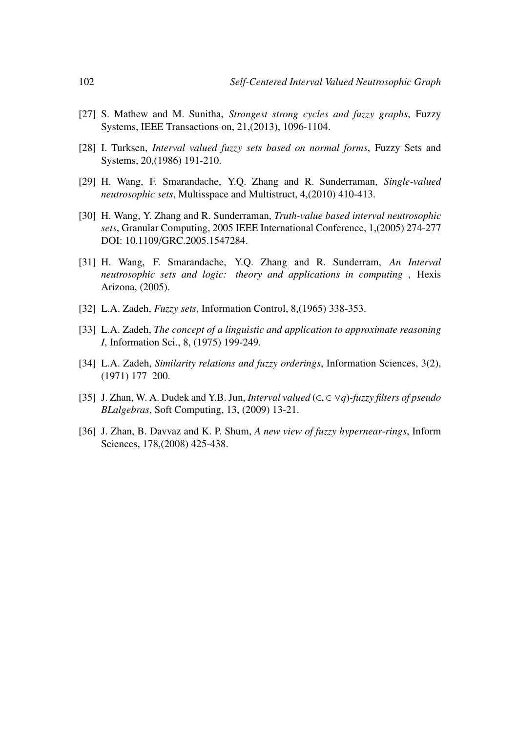[27] S. Mathew and M. Sunitha, *Strongest strong cycles and fuzzy graphs*, Fuzzy Systems, IEEE Transactions on, 21,(2013), 1096-1104.

[28] I. Turksen, *Interval valued fuzzy sets based on normal forms*, Fuzzy Sets and Systems, 20,(1986) 191-210.

[29] H. Wang, F. Smarandache, Y.Q. Zhang and R. Sunderraman, *Single-valued neutrosophic sets*, Multisspace and Multistruct, 4,(2010) 410-413.

[30] H. Wang, Y. Zhang and R. Sunderraman, *Truth-value based interval neutrosophic sets*, Granular Computing, 2005 IEEE International Conference, 1,(2005) 274-277 DOI: 10.1109/GRC.2005.1547284.

[31] H. Wang, F. Smarandache, Y.Q. Zhang and R. Sunderram, *An Interval neutrosophic sets and logic: theory and applications in computing* , Hexis Arizona, (2005).

[32] L.A. Zadeh, *Fuzzy sets*, Information Control, 8,(1965) 338-353.

[33] L.A. Zadeh, *The concept of a linguistic and application to approximate reasoning I*, Information Sci., 8, (1975) 199-249.

[34] L.A. Zadeh, *Similarity relations and fuzzy orderings*, Information Sciences, 3(2), (1971) 177 200.

[35] J. Zhan, W. A. Dudek and Y.B. Jun, *Interval valued* $(\in, \in \vee q)$*-fuzzy filters of pseudo BLalgebras*, Soft Computing, 13, (2009) 13-21.

[36] J. Zhan, B. Davvaz and K. P. Shum, *A new view of fuzzy hypernear-rings*, Inform Sciences, 178,(2008) 425-438.